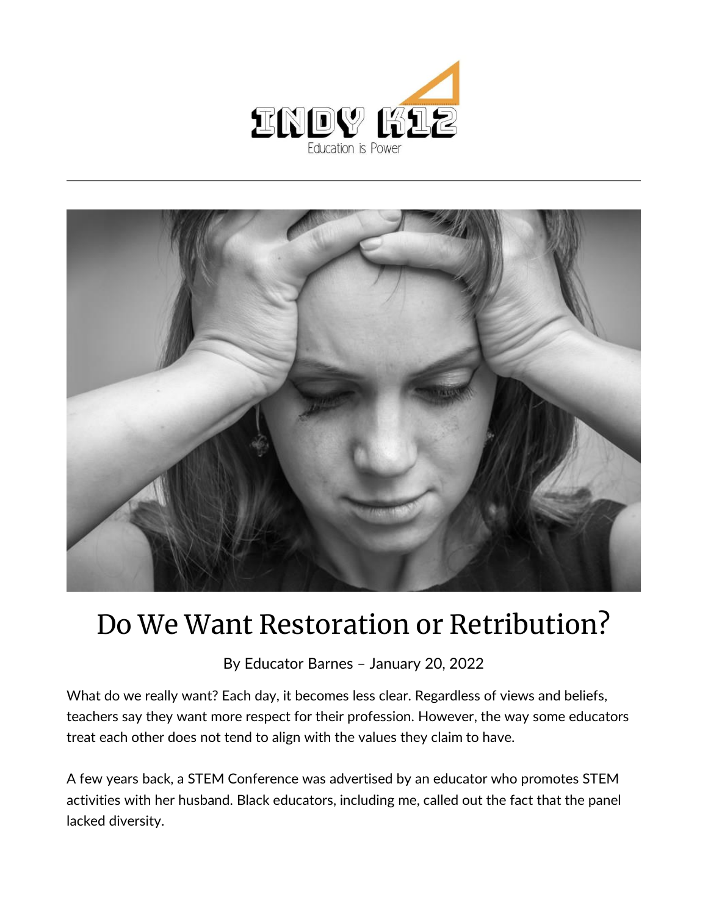INDY K12

Education is Power

# Do We Want Restoration or Retribution?

By Educator Barnes – January 20, 2022

What do we really want? Each day, it becomes less clear. Regardless of views and beliefs, teachers say they want more respect for their profession. However, the way some educators treat each other does not tend to align with the values they claim to have.

A few years back, a STEM Conference was advertised by an educator who promotes STEM activities with her husband. Black educators, including me, called out the fact that the panel lacked diversity.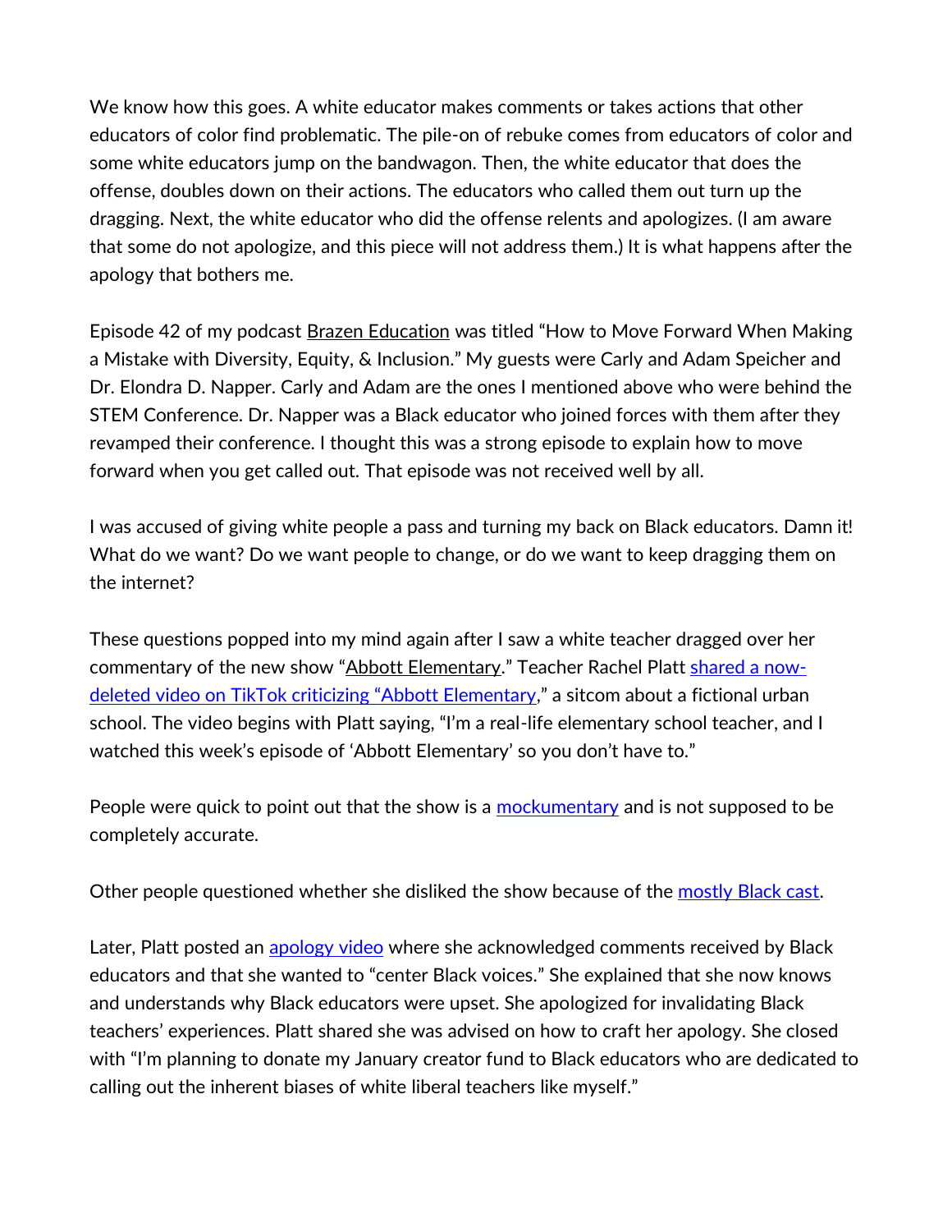We know how this goes. A white educator makes comments or takes actions that other educators of color find problematic. The pile-on of rebuke comes from educators of color and some white educators jump on the bandwagon. Then, the white educator that does the offense, doubles down on their actions. The educators who called them out turn up the dragging. Next, the white educator who did the offense relents and apologizes. (I am aware that some do not apologize, and this piece will not address them.) It is what happens after the apology that bothers me.

Episode 42 of my podcast Brazen Education was titled "How to Move Forward When Making a Mistake with Diversity, Equity, & Inclusion." My guests were Carly and Adam Speicher and Dr. Elondra D. Napper. Carly and Adam are the ones I mentioned above who were behind the STEM Conference. Dr. Napper was a Black educator who joined forces with them after they revamped their conference. I thought this was a strong episode to explain how to move forward when you get called out. That episode was not received well by all.

I was accused of giving white people a pass and turning my back on Black educators. Damn it! What do we want? Do we want people to change, or do we want to keep dragging them on the internet?

These questions popped into my mind again after I saw a white teacher dragged over her commentary of the new show "Abbott Elementary." Teacher Rachel Platt shared a now-deleted video on TikTok criticizing "Abbott Elementary," a sitcom about a fictional urban school. The video begins with Platt saying, "I'm a real-life elementary school teacher, and I watched this week's episode of 'Abbott Elementary' so you don't have to."

People were quick to point out that the show is a mockumentary and is not supposed to be completely accurate.

Other people questioned whether she disliked the show because of the mostly Black cast.

Later, Platt posted an apology video where she acknowledged comments received by Black educators and that she wanted to "center Black voices." She explained that she now knows and understands why Black educators were upset. She apologized for invalidating Black teachers' experiences. Platt shared she was advised on how to craft her apology. She closed with "I'm planning to donate my January creator fund to Black educators who are dedicated to calling out the inherent biases of white liberal teachers like myself."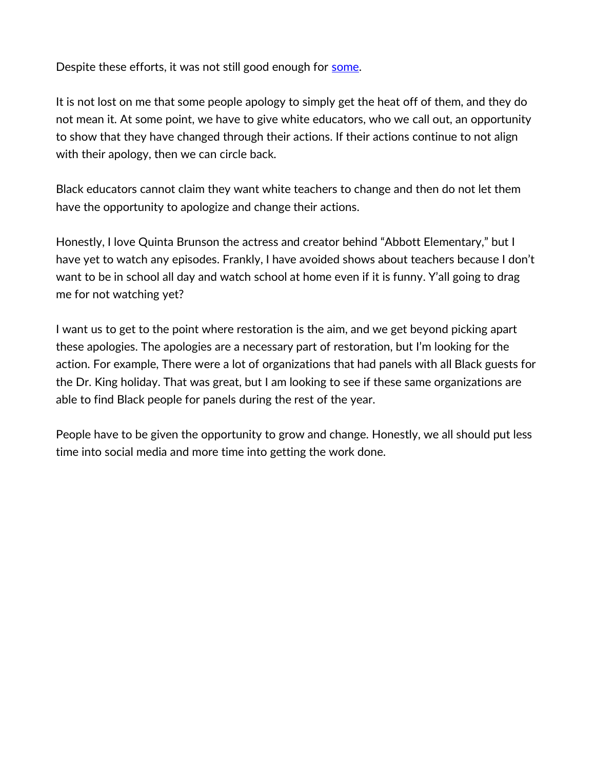Despite these efforts, it was not still good enough for some.

It is not lost on me that some people apology to simply get the heat off of them, and they do not mean it. At some point, we have to give white educators, who we call out, an opportunity to show that they have changed through their actions. If their actions continue to not align with their apology, then we can circle back.

Black educators cannot claim they want white teachers to change and then do not let them have the opportunity to apologize and change their actions.

Honestly, I love Quinta Brunson the actress and creator behind "Abbott Elementary," but I have yet to watch any episodes. Frankly, I have avoided shows about teachers because I don't want to be in school all day and watch school at home even if it is funny. Y'all going to drag me for not watching yet?

I want us to get to the point where restoration is the aim, and we get beyond picking apart these apologies. The apologies are a necessary part of restoration, but I'm looking for the action. For example, There were a lot of organizations that had panels with all Black guests for the Dr. King holiday. That was great, but I am looking to see if these same organizations are able to find Black people for panels during the rest of the year.

People have to be given the opportunity to grow and change. Honestly, we all should put less time into social media and more time into getting the work done.